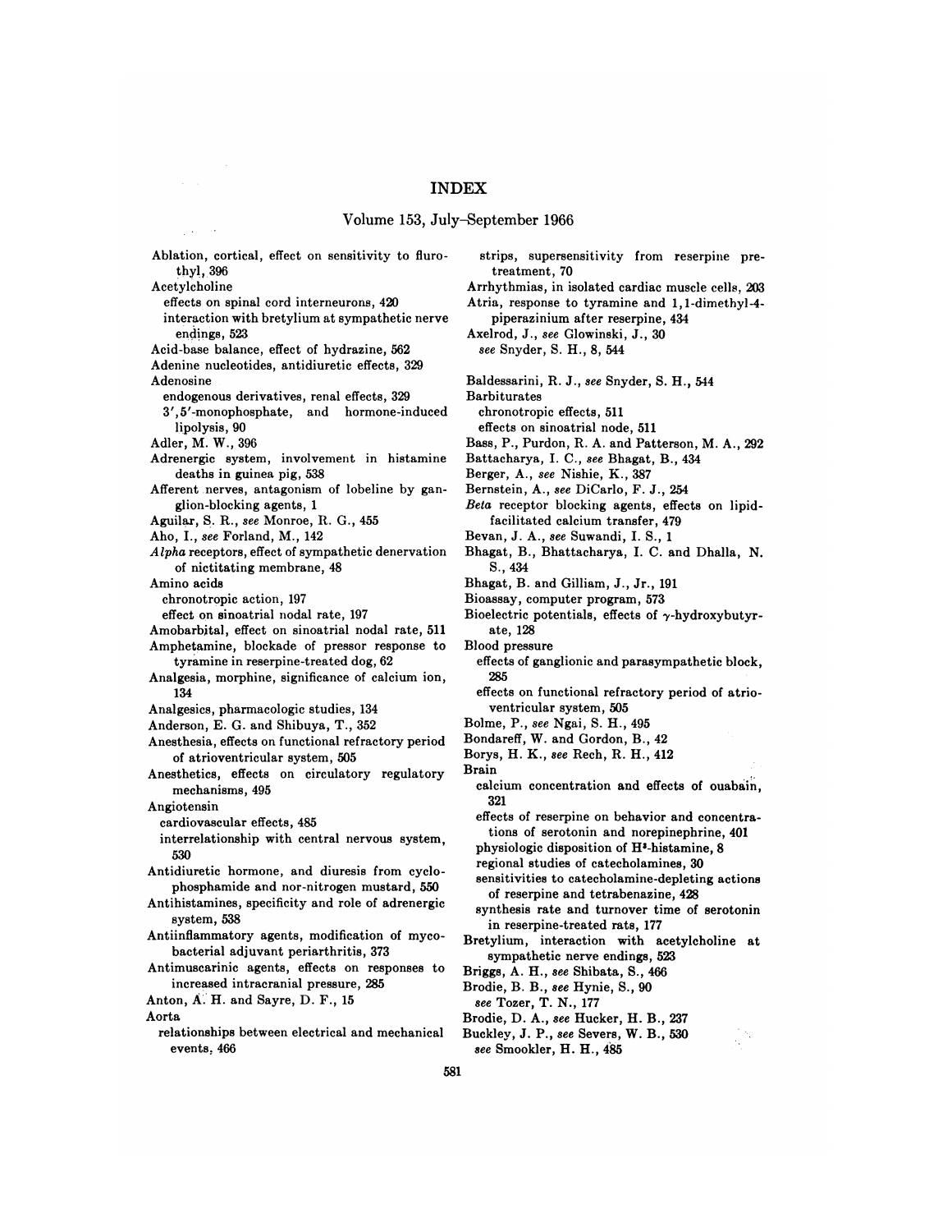# INDEX

## Volume 153, July–September 1966

Ablation, cortical, effect on sensitivity to flurothyl, 396

Acetylcholine
  effects on spinal cord interneurons, 420
  interaction with bretylium at sympathetic nerve endings, 523

Acid-base balance, effect of hydrazine, 562

Adenine nucleotides, antidiuretic effects, 329

Adenosine
  endogenous derivatives, renal effects, 329
  3′,5′-monophosphate, and hormone-induced lipolysis, 90

Adler, M. W., 396

Adrenergic system, involvement in histamine deaths in guinea pig, 538

Afferent nerves, antagonism of lobeline by ganglion-blocking agents, 1

Aguilar, S. R., *see* Monroe, R. G., 455

Aho, I., *see* Forland, M., 142

*Alpha* receptors, effect of sympathetic denervation of nictitating membrane, 48

Amino acids
  chronotropic action, 197
  effect on sinoatrial nodal rate, 197

Amobarbital, effect on sinoatrial nodal rate, 511

Amphetamine, blockade of pressor response to tyramine in reserpine-treated dog, 62

Analgesia, morphine, significance of calcium ion, 134

Analgesics, pharmacologic studies, 134

Anderson, E. G. and Shibuya, T., 352

Anesthesia, effects on functional refractory period of atrioventricular system, 505

Anesthetics, effects on circulatory regulatory mechanisms, 495

Angiotensin
  cardiovascular effects, 485
  interrelationship with central nervous system, 530

Antidiuretic hormone, and diuresis from cyclophosphamide and nor-nitrogen mustard, 550

Antihistamines, specificity and role of adrenergic system, 538

Antiinflammatory agents, modification of mycobacterial adjuvant periarthritis, 373

Antimuscarinic agents, effects on responses to increased intracranial pressure, 285

Anton, A. H. and Sayre, D. F., 15

Aorta
  relationships between electrical and mechanical events, 466
  strips, supersensitivity from reserpine pretreatment, 70

Arrhythmias, in isolated cardiac muscle cells, 203

Atria, response to tyramine and 1,1-dimethyl-4-piperazinium after reserpine, 434

Axelrod, J., *see* Glowinski, J., 30
  *see* Snyder, S. H., 8, 544

Baldessarini, R. J., *see* Snyder, S. H., 544

Barbiturates
  chronotropic effects, 511
  effects on sinoatrial node, 511

Bass, P., Purdon, R. A. and Patterson, M. A., 292

Battacharya, I. C., *see* Bhagat, B., 434

Berger, A., *see* Nishie, K., 387

Bernstein, A., *see* DiCarlo, F. J., 254

*Beta* receptor blocking agents, effects on lipid-facilitated calcium transfer, 479

Bevan, J. A., *see* Suwandi, I. S., 1

Bhagat, B., Bhattacharya, I. C. and Dhalla, N. S., 434

Bhagat, B. and Gilliam, J., Jr., 191

Bioassay, computer program, 573

Bioelectric potentials, effects of $\gamma$-hydroxybutyrate, 128

Blood pressure
  effects of ganglionic and parasympathetic block, 285
  effects on functional refractory period of atrioventricular system, 505

Bolme, P., *see* Ngai, S. H., 495

Bondareff, W. and Gordon, B., 42

Borys, H. K., *see* Rech, R. H., 412

Brain
  calcium concentration and effects of ouabain, 321
  effects of reserpine on behavior and concentrations of serotonin and norepinephrine, 401
  physiologic disposition of $H^3$-histamine, 8
  regional studies of catecholamines, 30
  sensitivities to catecholamine-depleting actions of reserpine and tetrabenazine, 428
  synthesis rate and turnover time of serotonin in reserpine-treated rats, 177

Bretylium, interaction with acetylcholine at sympathetic nerve endings, 523

Briggs, A. H., *see* Shibata, S., 466

Brodie, B. B., *see* Hynie, S., 90
  *see* Tozer, T. N., 177

Brodie, D. A., *see* Hucker, H. B., 237

Buckley, J. P., *see* Severs, W. B., 530
  *see* Smookler, H. H., 485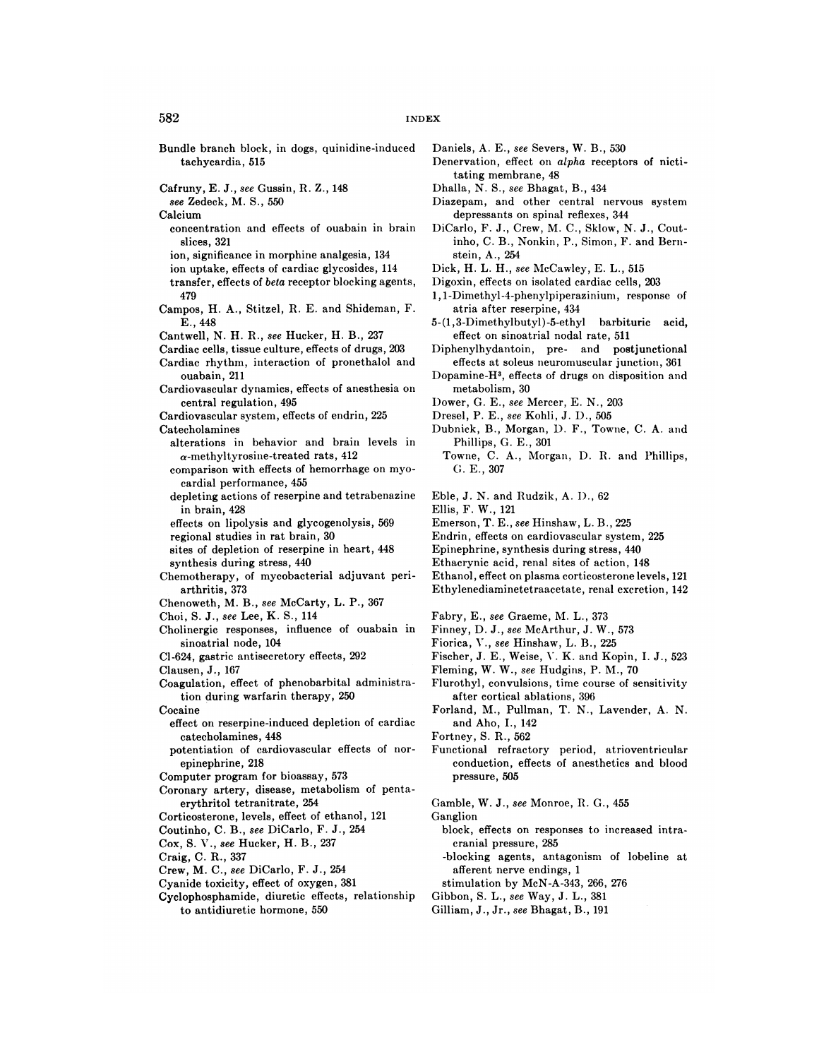INDEX

Bundle branch block, in dogs, quinidine-induced tachycardia, 515

Cafruny, E. J., *see* Gussin, R. Z., 148
  *see* Zedeck, M. S., 550
Calcium
  concentration and effects of ouabain in brain slices, 321
  ion, significance in morphine analgesia, 134
  ion uptake, effects of cardiac glycosides, 114
  transfer, effects of *beta* receptor blocking agents, 479
Campos, H. A., Stitzel, R. E. and Shideman, F. E., 448
Cantwell, N. H. R., *see* Hucker, H. B., 237
Cardiac cells, tissue culture, effects of drugs, 203
Cardiac rhythm, interaction of pronethalol and ouabain, 211
Cardiovascular dynamics, effects of anesthesia on central regulation, 495
Cardiovascular system, effects of endrin, 225
Catecholamines
  alterations in behavior and brain levels in $\alpha$-methyltyrosine-treated rats, 412
  comparison with effects of hemorrhage on myocardial performance, 455
  depleting actions of reserpine and tetrabenazine in brain, 428
  effects on lipolysis and glycogenolysis, 569
  regional studies in rat brain, 30
  sites of depletion of reserpine in heart, 448
  synthesis during stress, 440
Chemotherapy, of mycobacterial adjuvant periarthritis, 373
Chenoweth, M. B., *see* McCarty, L. P., 367
Choi, S. J., *see* Lee, K. S., 114
Cholinergic responses, influence of ouabain in sinoatrial node, 104
Cl-624, gastric antisecretory effects, 292
Clausen, J., 167
Coagulation, effect of phenobarbital administration during warfarin therapy, 250
Cocaine
  effect on reserpine-induced depletion of cardiac catecholamines, 448
  potentiation of cardiovascular effects of norepinephrine, 218
Computer program for bioassay, 573
Coronary artery, disease, metabolism of pentaerythritol tetranitrate, 254
Corticosterone, levels, effect of ethanol, 121
Coutinho, C. B., *see* DiCarlo, F. J., 254
Cox, S. V., *see* Hucker, H. B., 237
Craig, C. R., 337
Crew, M. C., *see* DiCarlo, F. J., 254
Cyanide toxicity, effect of oxygen, 381
Cyclophosphamide, diuretic effects, relationship to antidiuretic hormone, 550

Daniels, A. E., *see* Severs, W. B., 530
Denervation, effect on *alpha* receptors of nictitating membrane, 48
Dhalla, N. S., *see* Bhagat, B., 434
Diazepam, and other central nervous system depressants on spinal reflexes, 344
DiCarlo, F. J., Crew, M. C., Sklow, N. J., Coutinho, C. B., Nonkin, P., Simon, F. and Bernstein, A., 254
Dick, H. L. H., *see* McCawley, E. L., 515
Digoxin, effects on isolated cardiac cells, 203
1,1-Dimethyl-4-phenylpiperazinium, response of atria after reserpine, 434
5-(1,3-Dimethylbutyl)-5-ethyl barbituric acid, effect on sinoatrial nodal rate, 511
Diphenylhydantoin, pre- and postjunctional effects at soleus neuromuscular junction, 361
Dopamine-$H^3$, effects of drugs on disposition and metabolism, 30
Dower, G. E., *see* Mercer, E. N., 203
Dresel, P. E., *see* Kohli, J. D., 505
Dubnick, B., Morgan, D. F., Towne, C. A. and Phillips, G. E., 301
  Towne, C. A., Morgan, D. R. and Phillips, G. E., 307

Eble, J. N. and Rudzik, A. D., 62
Ellis, F. W., 121
Emerson, T. E., *see* Hinshaw, L. B., 225
Endrin, effects on cardiovascular system, 225
Epinephrine, synthesis during stress, 440
Ethacrynic acid, renal sites of action, 148
Ethanol, effect on plasma corticosterone levels, 121
Ethylenediaminetetraacetate, renal excretion, 142

Fabry, E., *see* Graeme, M. L., 373
Finney, D. J., *see* McArthur, J. W., 573
Fiorica, V., *see* Hinshaw, L. B., 225
Fischer, J. E., Weise, V. K. and Kopin, I. J., 523
Fleming, W. W., *see* Hudgins, P. M., 70
Flurothyl, convulsions, time course of sensitivity after cortical ablations, 396
Forland, M., Pullman, T. N., Lavender, A. N. and Aho, I., 142
Fortney, S. R., 562
Functional refractory period, atrioventricular conduction, effects of anesthetics and blood pressure, 505

Gamble, W. J., *see* Monroe, R. G., 455
Ganglion
  block, effects on responses to increased intracranial pressure, 285
  -blocking agents, antagonism of lobeline at afferent nerve endings, 1
  stimulation by McN-A-343, 266, 276
Gibbon, S. L., *see* Way, J. L., 381
Gilliam, J., Jr., *see* Bhagat, B., 191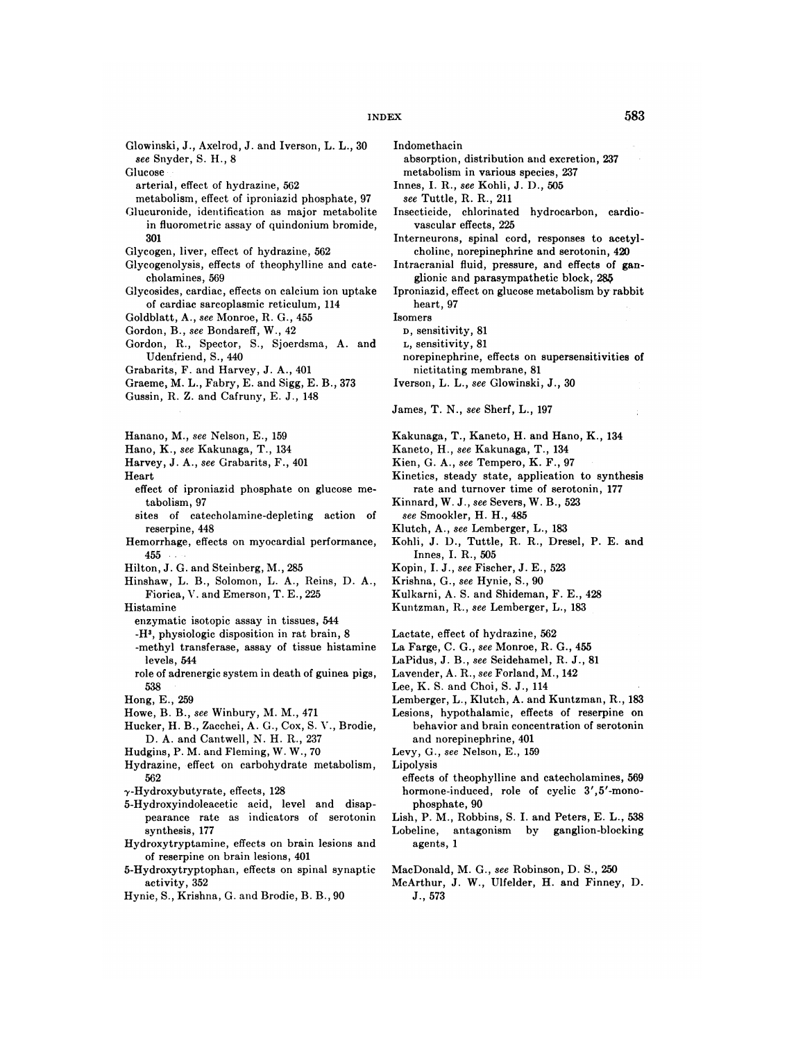Glowinski, J., Axelrod, J. and Iverson, L. L., 30
  *see* Snyder, S. H., 8

Glucose
  arterial, effect of hydrazine, 562
  metabolism, effect of iproniazid phosphate, 97

Glucuronide, identification as major metabolite in fluorometric assay of quindonium bromide, 301

Glycogen, liver, effect of hydrazine, 562

Glycogenolysis, effects of theophylline and catecholamines, 569

Glycosides, cardiac, effects on calcium ion uptake of cardiac sarcoplasmic reticulum, 114

Goldblatt, A., *see* Monroe, R. G., 455

Gordon, B., *see* Bondareff, W., 42

Gordon, R., Spector, S., Sjoerdsma, A. and Udenfriend, S., 440

Grabarits, F. and Harvey, J. A., 401

Graeme, M. L., Fabry, E. and Sigg, E. B., 373

Gussin, R. Z. and Cafruny, E. J., 148

Hanano, M., *see* Nelson, E., 159

Hano, K., *see* Kakunaga, T., 134

Harvey, J. A., *see* Grabarits, F., 401

Heart
  effect of iproniazid phosphate on glucose metabolism, 97
  sites of catecholamine-depleting action of reserpine, 448

Hemorrhage, effects on myocardial performance, 455

Hilton, J. G. and Steinberg, M., 285

Hinshaw, L. B., Solomon, L. A., Reins, D. A., Fiorica, V. and Emerson, T. E., 225

Histamine
  enzymatic isotopic assay in tissues, 544
  -$H^3$, physiologic disposition in rat brain, 8
  -methyl transferase, assay of tissue histamine levels, 544
  role of adrenergic system in death of guinea pigs, 538

Hong, E., 259

Howe, B. B., *see* Winbury, M. M., 471

Hucker, H. B., Zacchei, A. G., Cox, S. V., Brodie, D. A. and Cantwell, N. H. R., 237

Hudgins, P. M. and Fleming, W. W., 70

Hydrazine, effect on carbohydrate metabolism, 562

γ-Hydroxybutyrate, effects, 128

5-Hydroxyindoleacetic acid, level and disappearance rate as indicators of serotonin synthesis, 177

Hydroxytryptamine, effects on brain lesions and of reserpine on brain lesions, 401

5-Hydroxytryptophan, effects on spinal synaptic activity, 352

Hynie, S., Krishna, G. and Brodie, B. B., 90

Indomethacin
  absorption, distribution and excretion, 237
  metabolism in various species, 237

Innes, I. R., *see* Kohli, J. D., 505
  *see* Tuttle, R. R., 211

Insecticide, chlorinated hydrocarbon, cardiovascular effects, 225

Interneurons, spinal cord, responses to acetylcholine, norepinephrine and serotonin, 420

Intracranial fluid, pressure, and effects of ganglionic and parasympathetic block, 285

Iproniazid, effect on glucose metabolism by rabbit heart, 97

Isomers
  D, sensitivity, 81
  L, sensitivity, 81
  norepinephrine, effects on supersensitivities of nictitating membrane, 81

Iverson, L. L., *see* Glowinski, J., 30

James, T. N., *see* Sherf, L., 197

Kakunaga, T., Kaneto, H. and Hano, K., 134

Kaneto, H., *see* Kakunaga, T., 134

Kien, G. A., *see* Tempero, K. F., 97

Kinetics, steady state, application to synthesis rate and turnover time of serotonin, 177

Kinnard, W. J., *see* Severs, W. B., 523
  *see* Smookler, H. H., 485

Klutch, A., *see* Lemberger, L., 183

Kohli, J. D., Tuttle, R. R., Dresel, P. E. and Innes, I. R., 505

Kopin, I. J., *see* Fischer, J. E., 523

Krishna, G., *see* Hynie, S., 90

Kulkarni, A. S. and Shideman, F. E., 428

Kuntzman, R., *see* Lemberger, L., 183

Lactate, effect of hydrazine, 562

La Farge, C. G., *see* Monroe, R. G., 455

LaPidus, J. B., *see* Seidehamel, R. J., 81

Lavender, A. R., *see* Forland, M., 142

Lee, K. S. and Choi, S. J., 114

Lemberger, L., Klutch, A. and Kuntzman, R., 183

Lesions, hypothalamic, effects of reserpine on behavior and brain concentration of serotonin and norepinephrine, 401

Levy, G., *see* Nelson, E., 159

Lipolysis
  effects of theophylline and catecholamines, 569
  hormone-induced, role of cyclic 3′,5′-monophosphate, 90

Lish, P. M., Robbins, S. I. and Peters, E. L., 538

Lobeline, antagonism by ganglion-blocking agents, 1

MacDonald, M. G., *see* Robinson, D. S., 250

McArthur, J. W., Ulfelder, H. and Finney, D. J., 573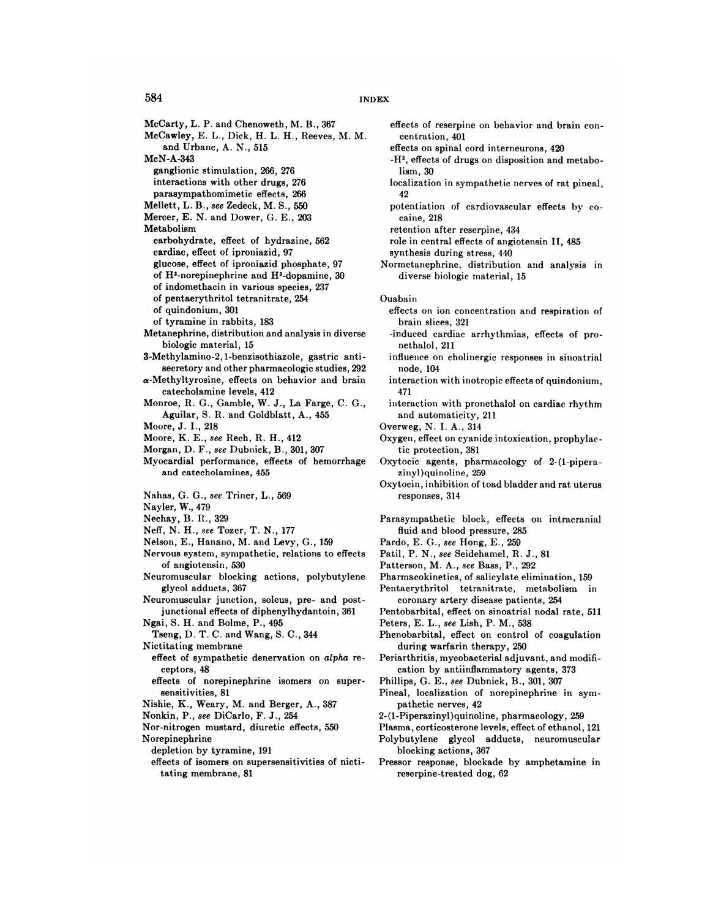McCarty, L. P. and Chenoweth, M. B., 367

McCawley, E. L., Dick, H. L. H., Reeves, M. M. and Urbanc, A. N., 515

McN-A-343
- ganglionic stimulation, 266, 276
- interactions with other drugs, 276
- parasympathomimetic effects, 266

Mellett, L. B., *see* Zedeck, M. S., 550

Mercer, E. N. and Dower, G. E., 203

Metabolism
- carbohydrate, effect of hydrazine, 562
- cardiac, effect of iproniazid, 97
- glucose, effect of iproniazid phosphate, 97
- of $H^3$-norepinephrine and $H^3$-dopamine, 30
- of indomethacin in various species, 237
- of pentaerythritol tetranitrate, 254
- of quindonium, 301
- of tyramine in rabbits, 183

Metanephrine, distribution and analysis in diverse biologic material, 15

3-Methylamino-2,1-benzisothiazole, gastric antisecretory and other pharmacologic studies, 292

$\alpha$-Methyltyrosine, effects on behavior and brain catecholamine levels, 412

Monroe, R. G., Gamble, W. J., La Farge, C. G., Aguilar, S. R. and Goldblatt, A., 455

Moore, J. I., 218

Moore, K. E., *see* Rech, R. H., 412

Morgan, D. F., *see* Dubnick, B., 301, 307

Myocardial performance, effects of hemorrhage and catecholamines, 455

Nahas, G. G., *see* Triner, L., 569

Nayler, W., 479

Nechay, B. R., 329

Neff, N. H., *see* Tozer, T. N., 177

Nelson, E., Hanano, M. and Levy, G., 159

Nervous system, sympathetic, relations to effects of angiotensin, 530

Neuromuscular blocking actions, polybutylene glycol adducts, 367

Neuromuscular junction, soleus, pre- and postjunctional effects of diphenylhydantoin, 361

Ngai, S. H. and Bolme, P., 495
- Tseng, D. T. C. and Wang, S. C., 344

Nictitating membrane
- effect of sympathetic denervation on *alpha* receptors, 48
- effects of norepinephrine isomers on supersensitivities, 81

Nishie, K., Weary, M. and Berger, A., 387

Nonkin, P., *see* DiCarlo, F. J., 254

Nor-nitrogen mustard, diuretic effects, 550

Norepinephrine
- depletion by tyramine, 191
- effects of isomers on supersensitivities of nictitating membrane, 81
- effects of reserpine on behavior and brain concentration, 401
- effects on spinal cord interneurons, 420
- -$H^3$, effects of drugs on disposition and metabolism, 30
- localization in sympathetic nerves of rat pineal, 42
- potentiation of cardiovascular effects by cocaine, 218
- retention after reserpine, 434
- role in central effects of angiotensin II, 485
- synthesis during stress, 440

Normetanephrine, distribution and analysis in diverse biologic material, 15

Ouabain
- effects on ion concentration and respiration of brain slices, 321
- -induced cardiac arrhythmias, effects of pronethalol, 211
- influence on cholinergic responses in sinoatrial node, 104
- interaction with inotropic effects of quindonium, 471
- interaction with pronethalol on cardiac rhythm and automaticity, 211

Overweg, N. I. A., 314

Oxygen, effect on cyanide intoxication, prophylactic protection, 381

Oxytocic agents, pharmacology of 2-(1-piperazinyl)quinoline, 259

Oxytocin, inhibition of toad bladder and rat uterus responses, 314

Parasympathetic block, effects on intracranial fluid and blood pressure, 285

Pardo, E. G., *see* Hong, E., 259

Patil, P. N., *see* Seidehamel, R. J., 81

Patterson, M. A., *see* Bass, P., 292

Pharmacokinetics, of salicylate elimination, 159

Pentaerythritol tetranitrate, metabolism in coronary artery disease patients, 254

Pentobarbital, effect on sinoatrial nodal rate, 511

Peters, E. L., *see* Lish, P. M., 538

Phenobarbital, effect on control of coagulation during warfarin therapy, 250

Periarthritis, mycobacterial adjuvant, and modification by antiinflammatory agents, 373

Phillips, G. E., *see* Dubnick, B., 301, 307

Pineal, localization of norepinephrine in sympathetic nerves, 42

2-(1-Piperazinyl)quinoline, pharmacology, 259

Plasma, corticosterone levels, effect of ethanol, 121

Polybutylene glycol adducts, neuromuscular blocking actions, 367

Pressor response, blockade by amphetamine in reserpine-treated dog, 62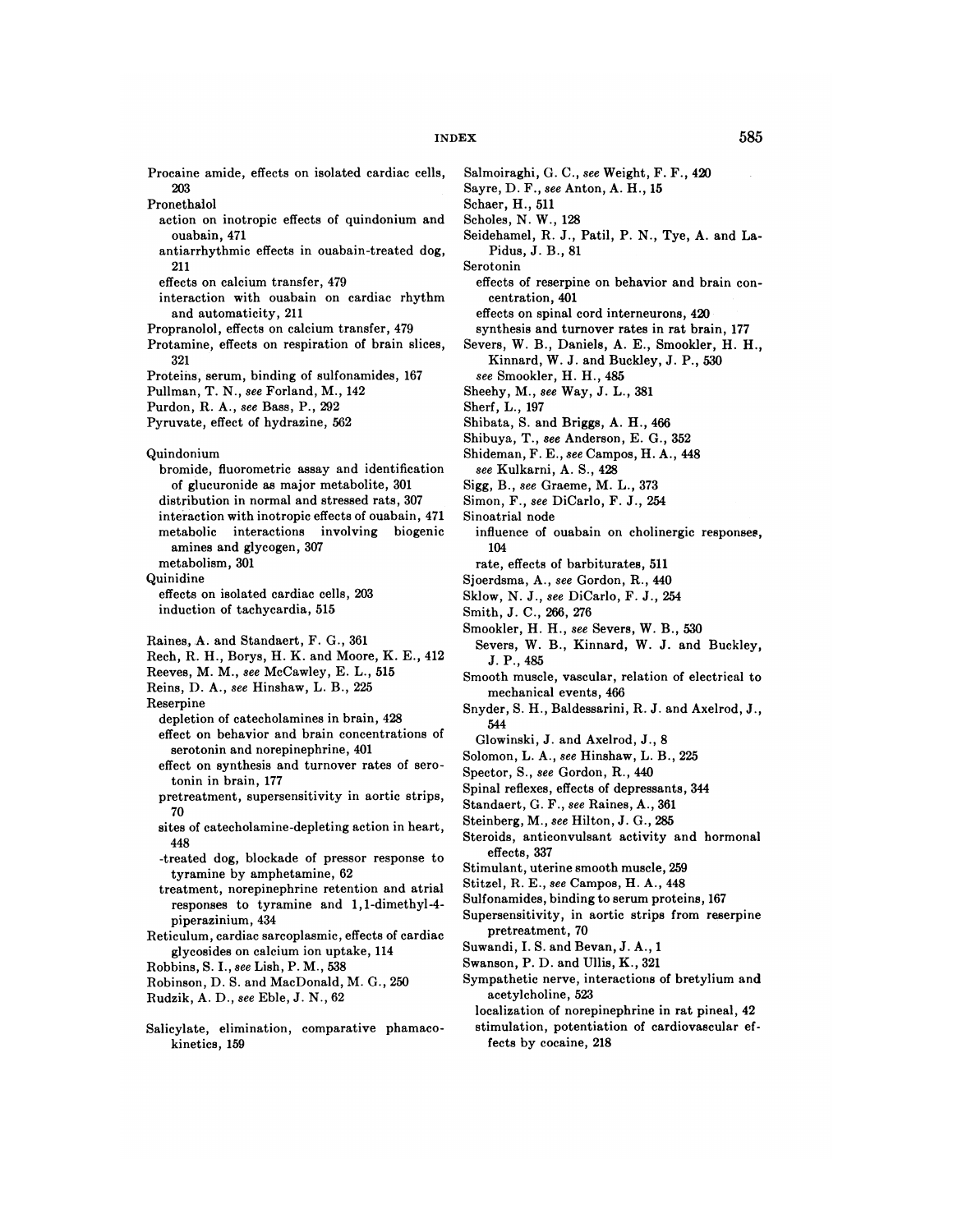Procaine amide, effects on isolated cardiac cells, 203

Pronethalol

- action on inotropic effects of quindonium and ouabain, 471
- antiarrhythmic effects in ouabain-treated dog, 211
- effects on calcium transfer, 479
- interaction with ouabain on cardiac rhythm and automaticity, 211

Propranolol, effects on calcium transfer, 479

Protamine, effects on respiration of brain slices, 321

Proteins, serum, binding of sulfonamides, 167

Pullman, T. N., *see* Forland, M., 142

Purdon, R. A., *see* Bass, P., 292

Pyruvate, effect of hydrazine, 562

Quindonium

- bromide, fluorometric assay and identification of glucuronide as major metabolite, 301
- distribution in normal and stressed rats, 307
- interaction with inotropic effects of ouabain, 471
- metabolic interactions involving biogenic amines and glycogen, 307
- metabolism, 301

Quinidine

- effects on isolated cardiac cells, 203
- induction of tachycardia, 515

Raines, A. and Standaert, F. G., 361

Rech, R. H., Borys, H. K. and Moore, K. E., 412

Reeves, M. M., *see* McCawley, E. L., 515

Reins, D. A., *see* Hinshaw, L. B., 225

Reserpine

- depletion of catecholamines in brain, 428
- effect on behavior and brain concentrations of serotonin and norepinephrine, 401
- effect on synthesis and turnover rates of serotonin in brain, 177
- pretreatment, supersensitivity in aortic strips, 70
- sites of catecholamine-depleting action in heart, 448
- -treated dog, blockade of pressor response to tyramine by amphetamine, 62
- treatment, norepinephrine retention and atrial responses to tyramine and 1,1-dimethyl-4-piperazinium, 434

Reticulum, cardiac sarcoplasmic, effects of cardiac glycosides on calcium ion uptake, 114

Robbins, S. I., *see* Lish, P. M., 538

Robinson, D. S. and MacDonald, M. G., 250

Rudzik, A. D., *see* Eble, J. N., 62

Salicylate, elimination, comparative phamacokinetics, 159

Salmoiraghi, G. C., *see* Weight, F. F., 420

Sayre, D. F., *see* Anton, A. H., 15

Schaer, H., 511

Scholes, N. W., 128

Seidehamel, R. J., Patil, P. N., Tye, A. and LaPidus, J. B., 81

Serotonin

- effects of reserpine on behavior and brain concentration, 401
- effects on spinal cord interneurons, 420
- synthesis and turnover rates in rat brain, 177

Severs, W. B., Daniels, A. E., Smookler, H. H., Kinnard, W. J. and Buckley, J. P., 530
- *see* Smookler, H. H., 485

Sheehy, M., *see* Way, J. L., 381

Sherf, L., 197

Shibata, S. and Briggs, A. H., 466

Shibuya, T., *see* Anderson, E. G., 352

Shideman, F. E., *see* Campos, H. A., 448
- *see* Kulkarni, A. S., 428

Sigg, B., *see* Graeme, M. L., 373

Simon, F., *see* DiCarlo, F. J., 254

Sinoatrial node

- influence of ouabain on cholinergic responses, 104
- rate, effects of barbiturates, 511

Sjoerdsma, A., *see* Gordon, R., 440

Sklow, N. J., *see* DiCarlo, F. J., 254

Smith, J. C., 266, 276

Smookler, H. H., *see* Severs, W. B., 530
- Severs, W. B., Kinnard, W. J. and Buckley, J. P., 485

Smooth muscle, vascular, relation of electrical to mechanical events, 466

Snyder, S. H., Baldessarini, R. J. and Axelrod, J., 544
- Glowinski, J. and Axelrod, J., 8

Solomon, L. A., *see* Hinshaw, L. B., 225

Spector, S., *see* Gordon, R., 440

Spinal reflexes, effects of depressants, 344

Standaert, G. F., *see* Raines, A., 361

Steinberg, M., *see* Hilton, J. G., 285

Steroids, anticonvulsant activity and hormonal effects, 337

Stimulant, uterine smooth muscle, 259

Stitzel, R. E., *see* Campos, H. A., 448

Sulfonamides, binding to serum proteins, 167

Supersensitivity, in aortic strips from reserpine pretreatment, 70

Suwandi, I. S. and Bevan, J. A., 1

Swanson, P. D. and Ullis, K., 321

Sympathetic nerve, interactions of bretylium and acetylcholine, 523

- localization of norepinephrine in rat pineal, 42
- stimulation, potentiation of cardiovascular effects by cocaine, 218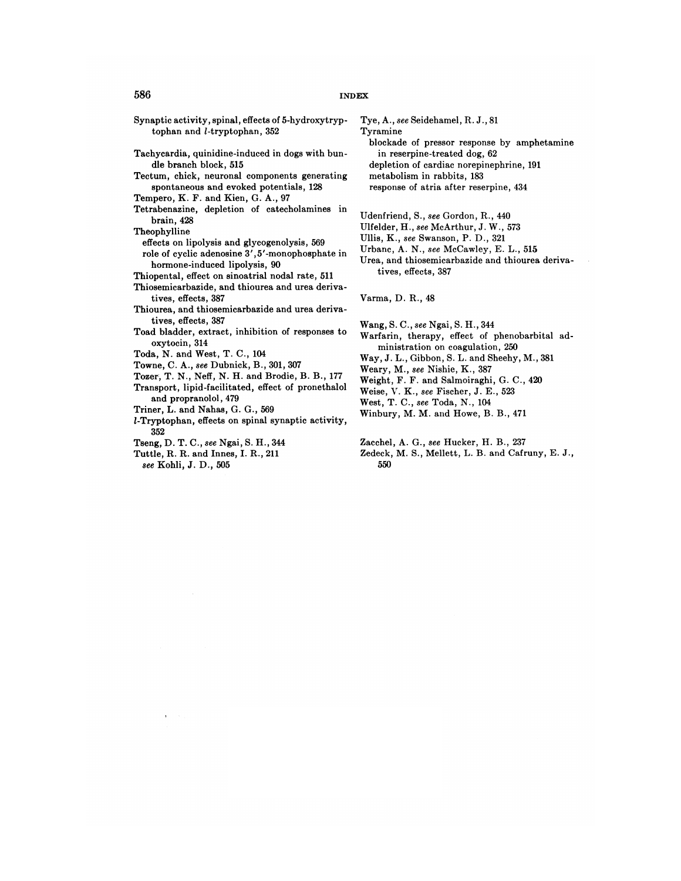Synaptic activity, spinal, effects of 5-hydroxytryptophan and *l*-tryptophan, 352

Tachycardia, quinidine-induced in dogs with bundle branch block, 515

Tectum, chick, neuronal components generating spontaneous and evoked potentials, 128

Tempero, K. F. and Kien, G. A., 97

Tetrabenazine, depletion of catecholamines in brain, 428

Theophylline
- effects on lipolysis and glycogenolysis, 569
- role of cyclic adenosine 3′,5′-monophosphate in hormone-induced lipolysis, 90

Thiopental, effect on sinoatrial nodal rate, 511

Thiosemicarbazide, and thiourea and urea derivatives, effects, 387

Thiourea, and thiosemicarbazide and urea derivatives, effects, 387

Toad bladder, extract, inhibition of responses to oxytocin, 314

Toda, N. and West, T. C., 104

Towne, C. A., *see* Dubnick, B., 301, 307

Tozer, T. N., Neff, N. H. and Brodie, B. B., 177

Transport, lipid-facilitated, effect of pronethalol and propranolol, 479

Triner, L. and Nahas, G. G., 569

*l*-Tryptophan, effects on spinal synaptic activity, 352

Tseng, D. T. C., *see* Ngai, S. H., 344

Tuttle, R. R. and Innes, I. R., 211
- *see* Kohli, J. D., 505

Tye, A., *see* Seidehamel, R. J., 81

Tyramine
- blockade of pressor response by amphetamine in reserpine-treated dog, 62
- depletion of cardiac norepinephrine, 191
- metabolism in rabbits, 183
- response of atria after reserpine, 434

Udenfriend, S., *see* Gordon, R., 440

Ulfelder, H., *see* McArthur, J. W., 573

Ullis, K., *see* Swanson, P. D., 321

Urbanc, A. N., *see* McCawley, E. L., 515

Urea, and thiosemicarbazide and thiourea derivatives, effects, 387

Varma, D. R., 48

Wang, S. C., *see* Ngai, S. H., 344

Warfarin, therapy, effect of phenobarbital administration on coagulation, 250

Way, J. L., Gibbon, S. L. and Sheehy, M., 381

Weary, M., *see* Nishie, K., 387

Weight, F. F. and Salmoiraghi, G. C., 420

Weise, V. K., *see* Fischer, J. E., 523

West, T. C., *see* Toda, N., 104

Winbury, M. M. and Howe, B. B., 471

Zacchel, A. G., *see* Hucker, H. B., 237

Zedeck, M. S., Mellett, L. B. and Cafruny, E. J., 550